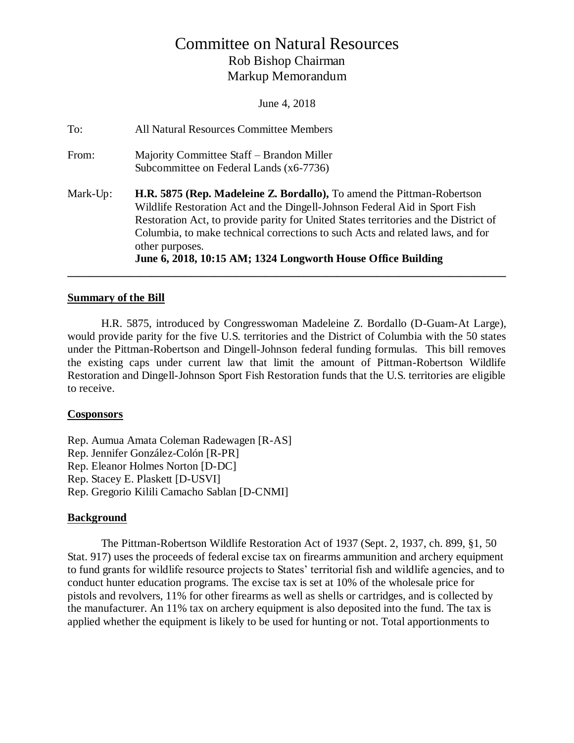# Committee on Natural Resources

Rob Bishop Chairman

Markup Memorandum

June 4, 2018

To: All Natural Resources Committee Members

From: Majority Committee Staff – Brandon Miller
Subcommittee on Federal Lands (x6-7736)

Mark-Up: **H.R. 5875 (Rep. Madeleine Z. Bordallo),** To amend the Pittman-Robertson Wildlife Restoration Act and the Dingell-Johnson Federal Aid in Sport Fish Restoration Act, to provide parity for United States territories and the District of Columbia, to make technical corrections to such Acts and related laws, and for other purposes.
**June 6, 2018, 10:15 AM; 1324 Longworth House Office Building**

---

## Summary of the Bill

H.R. 5875, introduced by Congresswoman Madeleine Z. Bordallo (D-Guam-At Large), would provide parity for the five U.S. territories and the District of Columbia with the 50 states under the Pittman-Robertson and Dingell-Johnson federal funding formulas. This bill removes the existing caps under current law that limit the amount of Pittman-Robertson Wildlife Restoration and Dingell-Johnson Sport Fish Restoration funds that the U.S. territories are eligible to receive.

## Cosponsors

Rep. Aumua Amata Coleman Radewagen [R-AS]
Rep. Jennifer González-Colón [R-PR]
Rep. Eleanor Holmes Norton [D-DC]
Rep. Stacey E. Plaskett [D-USVI]
Rep. Gregorio Kilili Camacho Sablan [D-CNMI]

## Background

The Pittman-Robertson Wildlife Restoration Act of 1937 (Sept. 2, 1937, ch. 899, §1, 50 Stat. 917) uses the proceeds of federal excise tax on firearms ammunition and archery equipment to fund grants for wildlife resource projects to States' territorial fish and wildlife agencies, and to conduct hunter education programs. The excise tax is set at 10% of the wholesale price for pistols and revolvers, 11% for other firearms as well as shells or cartridges, and is collected by the manufacturer. An 11% tax on archery equipment is also deposited into the fund. The tax is applied whether the equipment is likely to be used for hunting or not. Total apportionments to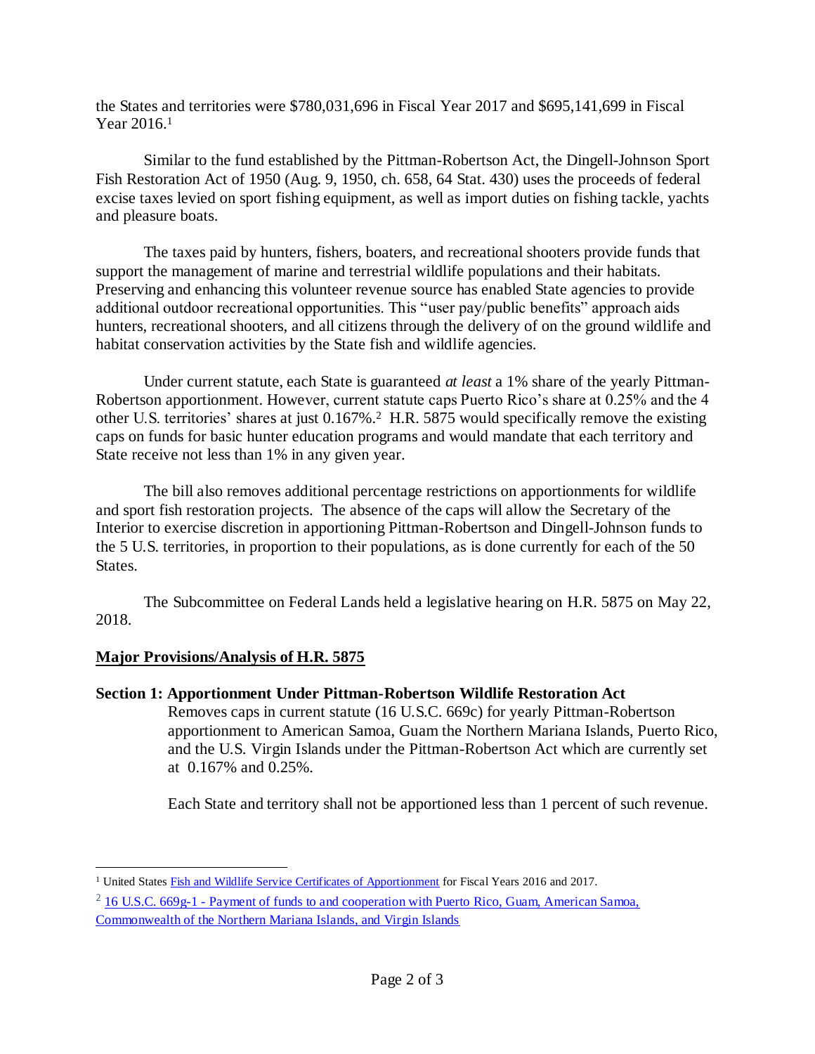the States and territories were $780,031,696 in Fiscal Year 2017 and $695,141,699 in Fiscal Year 2016.[1]

Similar to the fund established by the Pittman-Robertson Act, the Dingell-Johnson Sport Fish Restoration Act of 1950 (Aug. 9, 1950, ch. 658, 64 Stat. 430) uses the proceeds of federal excise taxes levied on sport fishing equipment, as well as import duties on fishing tackle, yachts and pleasure boats.

The taxes paid by hunters, fishers, boaters, and recreational shooters provide funds that support the management of marine and terrestrial wildlife populations and their habitats. Preserving and enhancing this volunteer revenue source has enabled State agencies to provide additional outdoor recreational opportunities. This "user pay/public benefits" approach aids hunters, recreational shooters, and all citizens through the delivery of on the ground wildlife and habitat conservation activities by the State fish and wildlife agencies.

Under current statute, each State is guaranteed *at least* a 1% share of the yearly Pittman-Robertson apportionment. However, current statute caps Puerto Rico's share at 0.25% and the 4 other U.S. territories' shares at just 0.167%.[2] H.R. 5875 would specifically remove the existing caps on funds for basic hunter education programs and would mandate that each territory and State receive not less than 1% in any given year.

The bill also removes additional percentage restrictions on apportionments for wildlife and sport fish restoration projects. The absence of the caps will allow the Secretary of the Interior to exercise discretion in apportioning Pittman-Robertson and Dingell-Johnson funds to the 5 U.S. territories, in proportion to their populations, as is done currently for each of the 50 States.

The Subcommittee on Federal Lands held a legislative hearing on H.R. 5875 on May 22, 2018.

## Major Provisions/Analysis of H.R. 5875

### Section 1: Apportionment Under Pittman-Robertson Wildlife Restoration Act

Removes caps in current statute (16 U.S.C. 669c) for yearly Pittman-Robertson apportionment to American Samoa, Guam the Northern Mariana Islands, Puerto Rico, and the U.S. Virgin Islands under the Pittman-Robertson Act which are currently set at 0.167% and 0.25%.

Each State and territory shall not be apportioned less than 1 percent of such revenue.

---

[1] United States Fish and Wildlife Service Certificates of Apportionment for Fiscal Years 2016 and 2017.

[2] 16 U.S.C. 669g-1 - Payment of funds to and cooperation with Puerto Rico, Guam, American Samoa, Commonwealth of the Northern Mariana Islands, and Virgin Islands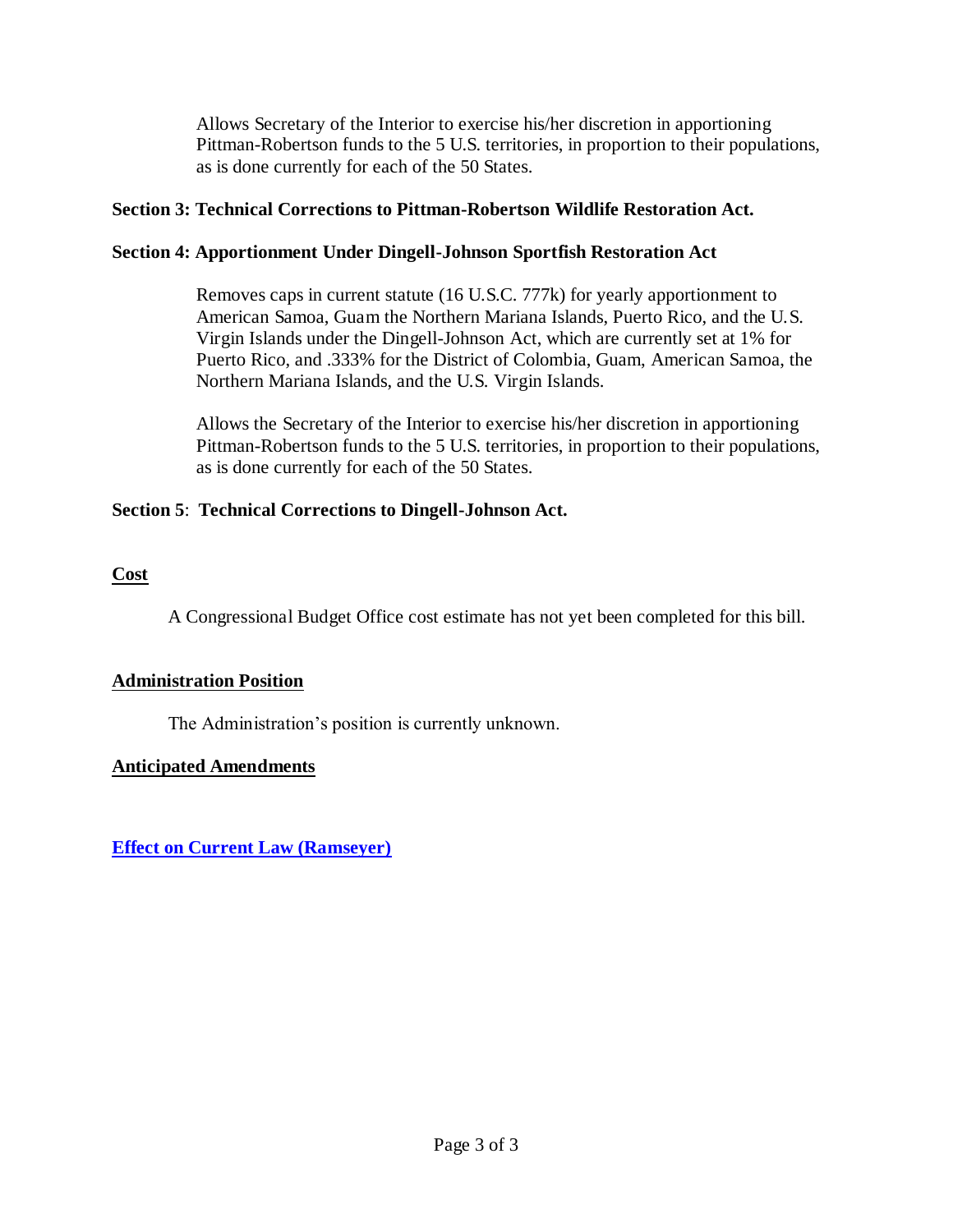Allows Secretary of the Interior to exercise his/her discretion in apportioning Pittman-Robertson funds to the 5 U.S. territories, in proportion to their populations, as is done currently for each of the 50 States.

**Section 3: Technical Corrections to Pittman-Robertson Wildlife Restoration Act.**

**Section 4: Apportionment Under Dingell-Johnson Sportfish Restoration Act**

Removes caps in current statute (16 U.S.C. 777k) for yearly apportionment to American Samoa, Guam the Northern Mariana Islands, Puerto Rico, and the U.S. Virgin Islands under the Dingell-Johnson Act, which are currently set at 1% for Puerto Rico, and .333% for the District of Colombia, Guam, American Samoa, the Northern Mariana Islands, and the U.S. Virgin Islands.

Allows the Secretary of the Interior to exercise his/her discretion in apportioning Pittman-Robertson funds to the 5 U.S. territories, in proportion to their populations, as is done currently for each of the 50 States.

**Section 5**: **Technical Corrections to Dingell-Johnson Act.**

## Cost

A Congressional Budget Office cost estimate has not yet been completed for this bill.

## Administration Position

The Administration's position is currently unknown.

## Anticipated Amendments

**Effect on Current Law (Ramseyer)**